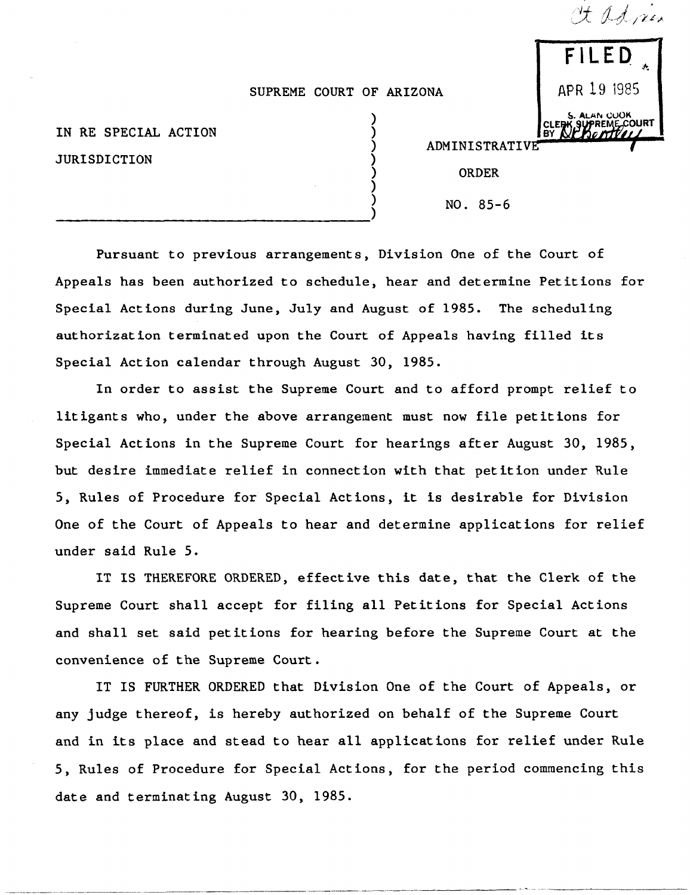Ct Admin

**FILED**

APR 19 1985

S. ALAN COOK
CLERK SUPREME COURT
BY

SUPREME COURT OF ARIZONA

IN RE SPECIAL ACTION JURISDICTION

ADMINISTRATIVE ORDER

NO. 85-6

Pursuant to previous arrangements, Division One of the Court of Appeals has been authorized to schedule, hear and determine Petitions for Special Actions during June, July and August of 1985. The scheduling authorization terminated upon the Court of Appeals having filled its Special Action calendar through August 30, 1985.

In order to assist the Supreme Court and to afford prompt relief to litigants who, under the above arrangement must now file petitions for Special Actions in the Supreme Court for hearings after August 30, 1985, but desire immediate relief in connection with that petition under Rule 5, Rules of Procedure for Special Actions, it is desirable for Division One of the Court of Appeals to hear and determine applications for relief under said Rule 5.

IT IS THEREFORE ORDERED, effective this date, that the Clerk of the Supreme Court shall accept for filing all Petitions for Special Actions and shall set said petitions for hearing before the Supreme Court at the convenience of the Supreme Court.

IT IS FURTHER ORDERED that Division One of the Court of Appeals, or any judge thereof, is hereby authorized on behalf of the Supreme Court and in its place and stead to hear all applications for relief under Rule 5, Rules of Procedure for Special Actions, for the period commencing this date and terminating August 30, 1985.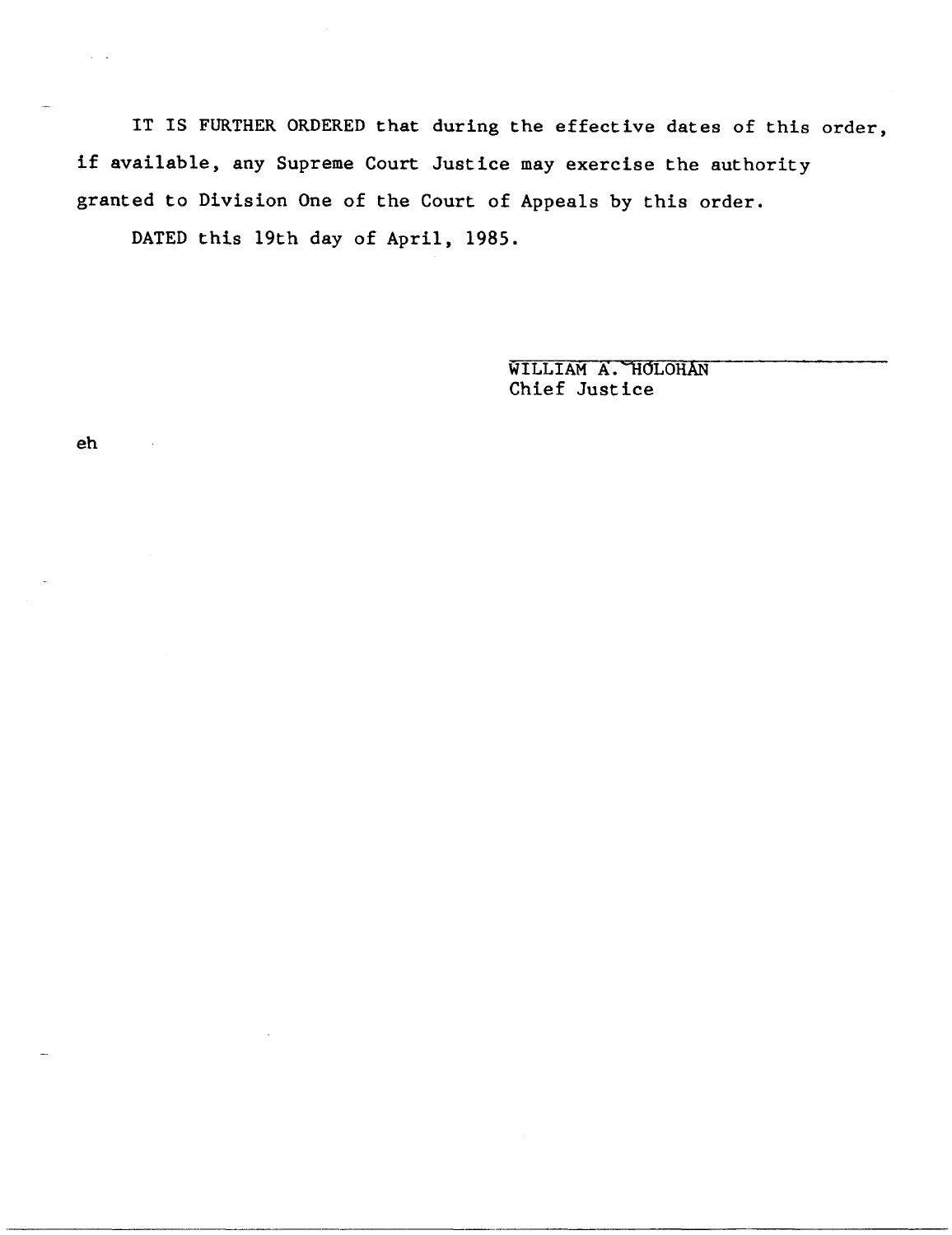IT IS FURTHER ORDERED that during the effective dates of this order, if available, any Supreme Court Justice may exercise the authority granted to Division One of the Court of Appeals by this order.

DATED this 19th day of April, 1985.

WILLIAM A. HOLOHAN
Chief Justice

eh